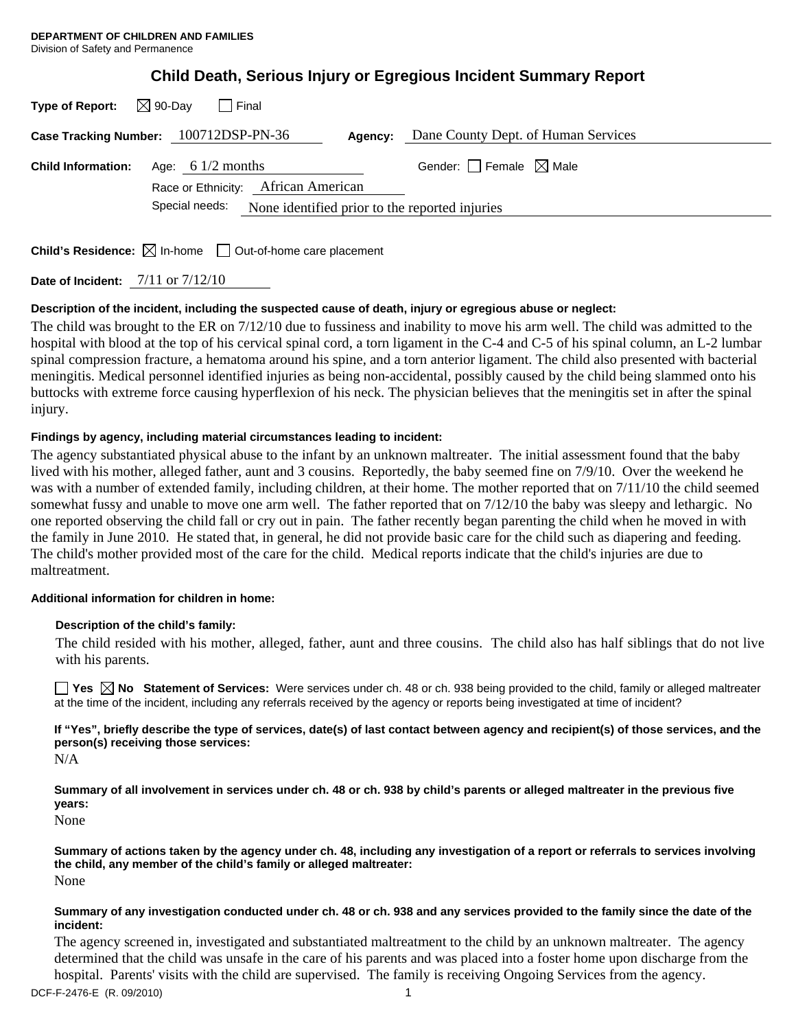**DEPARTMENT OF CHILDREN AND FAMILIES**
Division of Safety and Permanence

# Child Death, Serious Injury or Egregious Incident Summary Report

**Type of Report:** ☒ 90-Day ☐ Final

**Case Tracking Number:** 100712DSP-PN-36 **Agency:** Dane County Dept. of Human Services

**Child Information:** Age: 6 1/2 months Gender: ☐ Female ☒ Male

Race or Ethnicity: African American

Special needs: None identified prior to the reported injuries

**Child's Residence:** ☒ In-home ☐ Out-of-home care placement

**Date of Incident:** 7/11 or 7/12/10

**Description of the incident, including the suspected cause of death, injury or egregious abuse or neglect:**

The child was brought to the ER on 7/12/10 due to fussiness and inability to move his arm well. The child was admitted to the hospital with blood at the top of his cervical spinal cord, a torn ligament in the C-4 and C-5 of his spinal column, an L-2 lumbar spinal compression fracture, a hematoma around his spine, and a torn anterior ligament. The child also presented with bacterial meningitis. Medical personnel identified injuries as being non-accidental, possibly caused by the child being slammed onto his buttocks with extreme force causing hyperflexion of his neck. The physician believes that the meningitis set in after the spinal injury.

**Findings by agency, including material circumstances leading to incident:**

The agency substantiated physical abuse to the infant by an unknown maltreater. The initial assessment found that the baby lived with his mother, alleged father, aunt and 3 cousins. Reportedly, the baby seemed fine on 7/9/10. Over the weekend he was with a number of extended family, including children, at their home. The mother reported that on 7/11/10 the child seemed somewhat fussy and unable to move one arm well. The father reported that on 7/12/10 the baby was sleepy and lethargic. No one reported observing the child fall or cry out in pain. The father recently began parenting the child when he moved in with the family in June 2010. He stated that, in general, he did not provide basic care for the child such as diapering and feeding. The child's mother provided most of the care for the child. Medical reports indicate that the child's injuries are due to maltreatment.

**Additional information for children in home:**

**Description of the child's family:**

The child resided with his mother, alleged, father, aunt and three cousins. The child also has half siblings that do not live with his parents.

☐ **Yes** ☒ **No Statement of Services:** Were services under ch. 48 or ch. 938 being provided to the child, family or alleged maltreater at the time of the incident, including any referrals received by the agency or reports being investigated at time of incident?

**If "Yes", briefly describe the type of services, date(s) of last contact between agency and recipient(s) of those services, and the person(s) receiving those services:**

N/A

**Summary of all involvement in services under ch. 48 or ch. 938 by child's parents or alleged maltreater in the previous five years:**

None

**Summary of actions taken by the agency under ch. 48, including any investigation of a report or referrals to services involving the child, any member of the child's family or alleged maltreater:**

None

**Summary of any investigation conducted under ch. 48 or ch. 938 and any services provided to the family since the date of the incident:**

The agency screened in, investigated and substantiated maltreatment to the child by an unknown maltreater. The agency determined that the child was unsafe in the care of his parents and was placed into a foster home upon discharge from the hospital. Parents' visits with the child are supervised. The family is receiving Ongoing Services from the agency.

DCF-F-2476-E (R. 09/2010)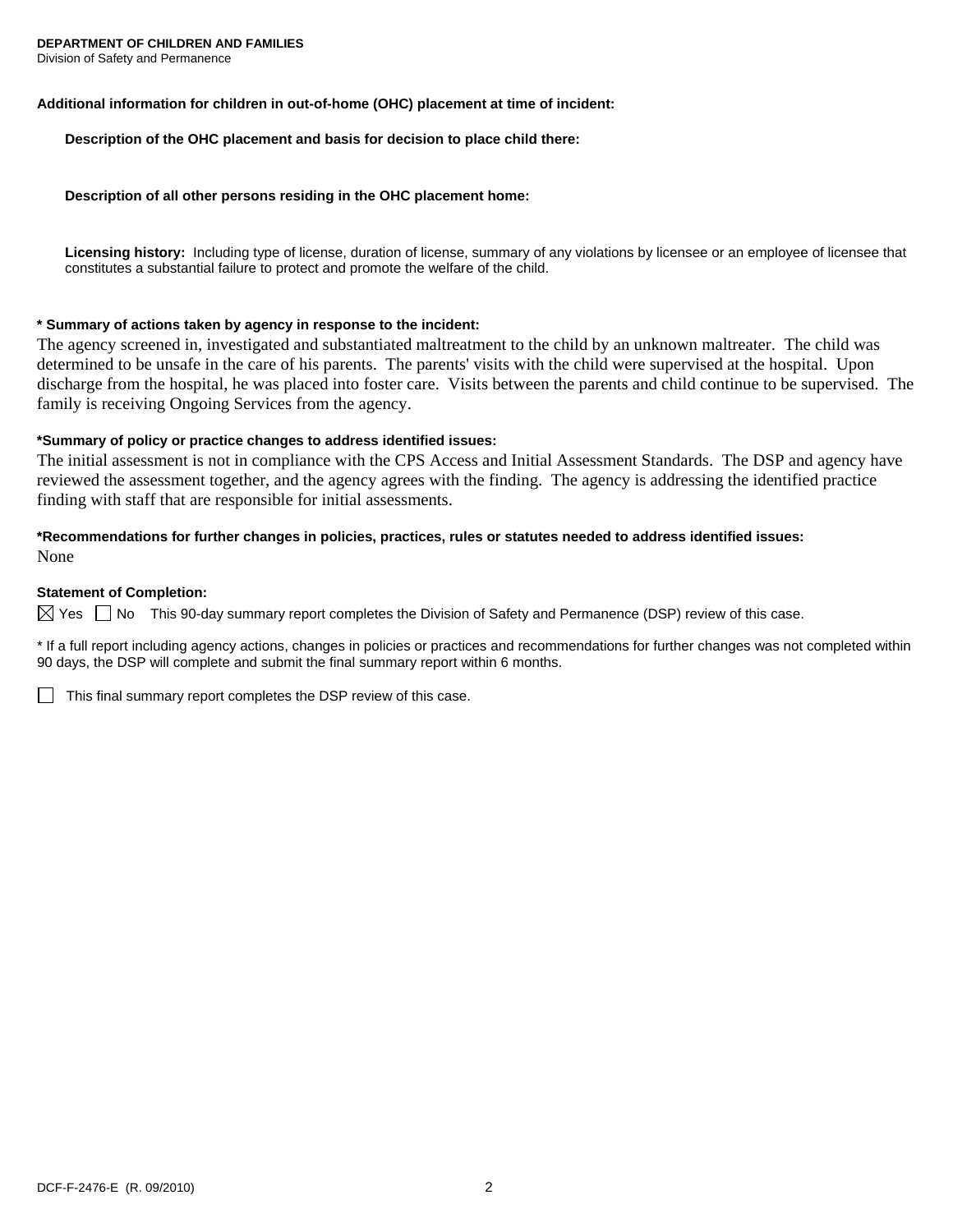**DEPARTMENT OF CHILDREN AND FAMILIES**
Division of Safety and Permanence

**Additional information for children in out-of-home (OHC) placement at time of incident:**

**Description of the OHC placement and basis for decision to place child there:**

**Description of all other persons residing in the OHC placement home:**

**Licensing history:** Including type of license, duration of license, summary of any violations by licensee or an employee of licensee that constitutes a substantial failure to protect and promote the welfare of the child.

**\* Summary of actions taken by agency in response to the incident:**

The agency screened in, investigated and substantiated maltreatment to the child by an unknown maltreater. The child was determined to be unsafe in the care of his parents. The parents' visits with the child were supervised at the hospital. Upon discharge from the hospital, he was placed into foster care. Visits between the parents and child continue to be supervised. The family is receiving Ongoing Services from the agency.

**\*Summary of policy or practice changes to address identified issues:**

The initial assessment is not in compliance with the CPS Access and Initial Assessment Standards. The DSP and agency have reviewed the assessment together, and the agency agrees with the finding. The agency is addressing the identified practice finding with staff that are responsible for initial assessments.

**\*Recommendations for further changes in policies, practices, rules or statutes needed to address identified issues:**

None

**Statement of Completion:**

☒ Yes ☐ No This 90-day summary report completes the Division of Safety and Permanence (DSP) review of this case.

\* If a full report including agency actions, changes in policies or practices and recommendations for further changes was not completed within 90 days, the DSP will complete and submit the final summary report within 6 months.

☐ This final summary report completes the DSP review of this case.

DCF-F-2476-E (R. 09/2010)